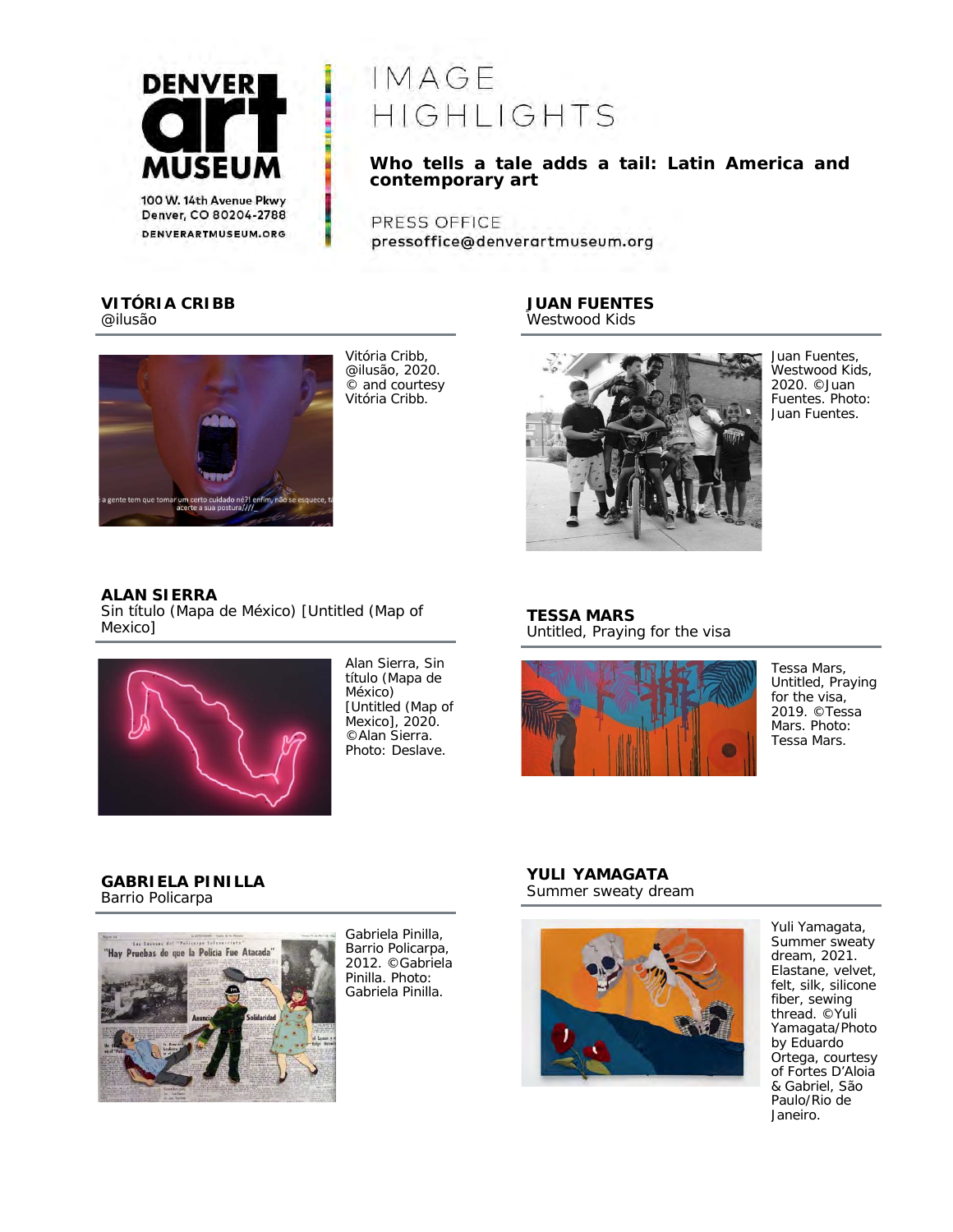DENVER art MUSEUM

100 W. 14th Avenue Pkwy
Denver, CO 80204-2788
DENVERARTMUSEUM.ORG

# IMAGE HIGHLIGHTS

**Who tells a tale adds a tail: Latin America and contemporary art**

PRESS OFFICE
pressoffice@denverartmuseum.org

## VITÓRIA CRIBB

@ilusão

Vitória Cribb, @ilusão, 2020. © and courtesy Vitória Cribb.

## JUAN FUENTES

Westwood Kids

Juan Fuentes, Westwood Kids, 2020. ©Juan Fuentes. Photo: Juan Fuentes.

## ALAN SIERRA

Sin título (Mapa de México) [Untitled (Map of Mexico]

Alan Sierra, Sin título (Mapa de México) [Untitled (Map of Mexico], 2020. ©Alan Sierra. Photo: Deslave.

## TESSA MARS

Untitled, Praying for the visa

Tessa Mars, Untitled, Praying for the visa, 2019. ©Tessa Mars. Photo: Tessa Mars.

## GABRIELA PINILLA

Barrio Policarpa

Gabriela Pinilla, Barrio Policarpa, 2012. ©Gabriela Pinilla. Photo: Gabriela Pinilla.

## YULI YAMAGATA

Summer sweaty dream

Yuli Yamagata, Summer sweaty dream, 2021. Elastane, velvet, felt, silk, silicone fiber, sewing thread. ©Yuli Yamagata/Photo by Eduardo Ortega, courtesy of Fortes D'Aloia & Gabriel, São Paulo/Rio de Janeiro.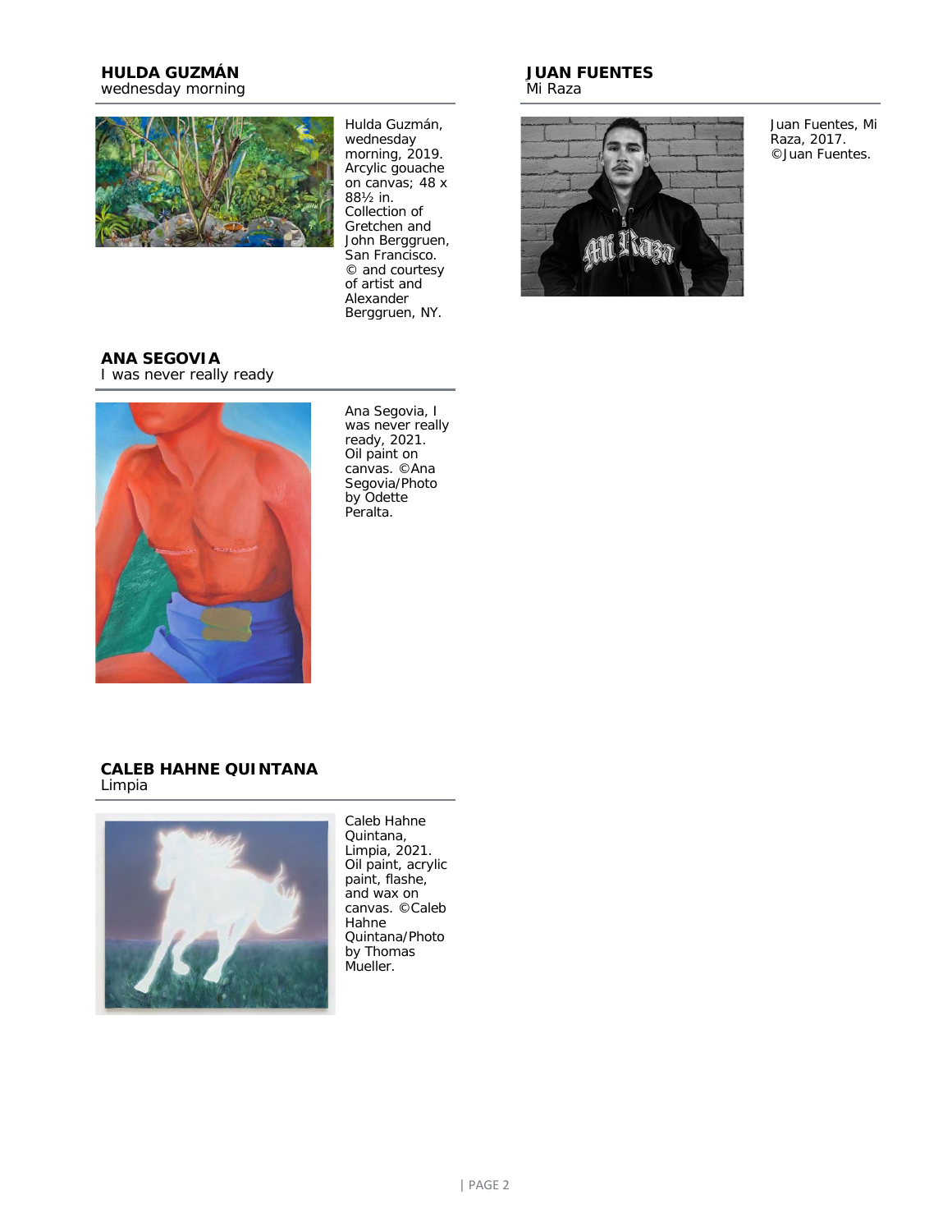## HULDA GUZMÁN

wednesday morning

Hulda Guzmán, wednesday morning, 2019. Arcylic gouache on canvas; 48 x 88½ in. Collection of Gretchen and John Berggruen, San Francisco. © and courtesy of artist and Alexander Berggruen, NY.

## JUAN FUENTES

Mi Raza

Juan Fuentes, Mi Raza, 2017. ©Juan Fuentes.

## ANA SEGOVIA

I was never really ready

Ana Segovia, I was never really ready, 2021. Oil paint on canvas. ©Ana Segovia/Photo by Odette Peralta.

## CALEB HAHNE QUINTANA

Limpia

Caleb Hahne Quintana, Limpia, 2021. Oil paint, acrylic paint, flashe, and wax on canvas. ©Caleb Hahne Quintana/Photo by Thomas Mueller.